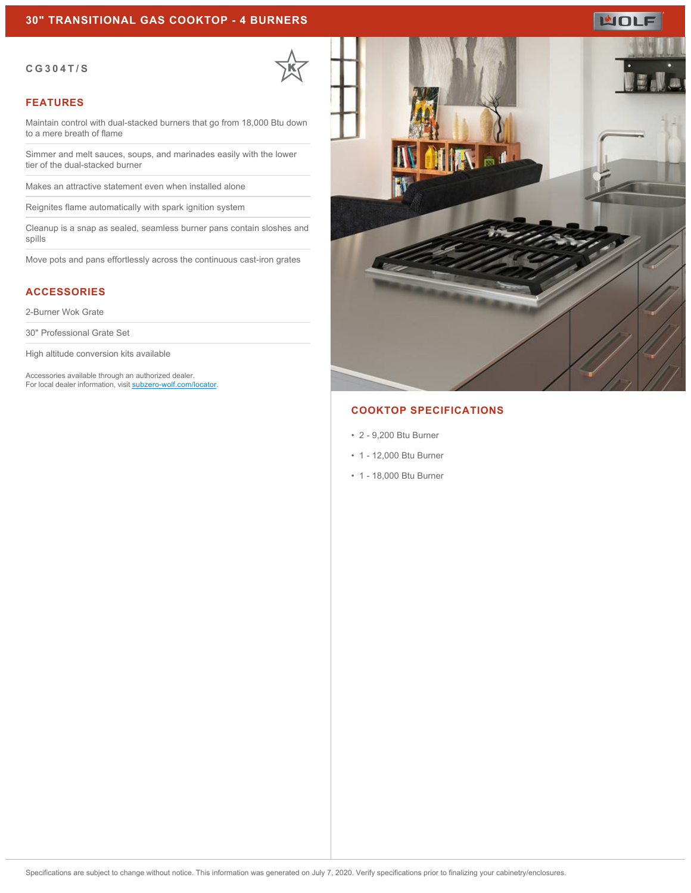# 30" TRANSITIONAL GAS COOKTOP - 4 BURNERS

**CG304T/S**

## FEATURES

Maintain control with dual-stacked burners that go from 18,000 Btu down to a mere breath of flame

Simmer and melt sauces, soups, and marinades easily with the lower tier of the dual-stacked burner

Makes an attractive statement even when installed alone

Reignites flame automatically with spark ignition system

Cleanup is a snap as sealed, seamless burner pans contain sloshes and spills

Move pots and pans effortlessly across the continuous cast-iron grates

## ACCESSORIES

2-Burner Wok Grate

30" Professional Grate Set

High altitude conversion kits available

Accessories available through an authorized dealer.
For local dealer information, visit [subzero-wolf.com/locator](subzero-wolf.com/locator).

## COOKTOP SPECIFICATIONS

- 2 - 9,200 Btu Burner
- 1 - 12,000 Btu Burner
- 1 - 18,000 Btu Burner

Specifications are subject to change without notice. This information was generated on July 7, 2020. Verify specifications prior to finalizing your cabinetry/enclosures.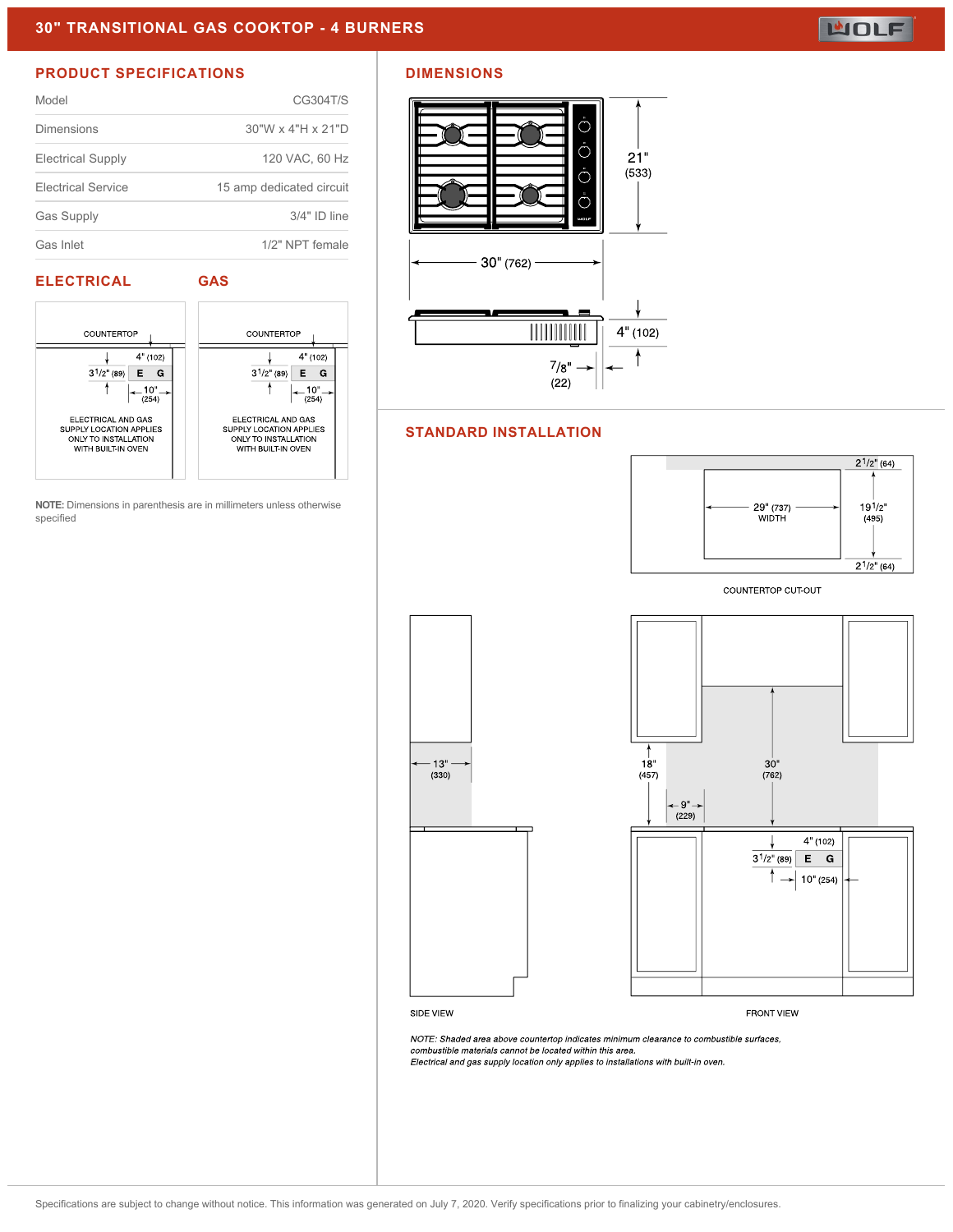# 30" TRANSITIONAL GAS COOKTOP - 4 BURNERS

## PRODUCT SPECIFICATIONS

| | |
|---|---|
| Model | CG304T/S |
| Dimensions | 30"W x 4"H x 21"D |
| Electrical Supply | 120 VAC, 60 Hz |
| Electrical Service | 15 amp dedicated circuit |
| Gas Supply | 3/4" ID line |
| Gas Inlet | 1/2" NPT female |

## ELECTRICAL

COUNTERTOP

4" (102)

3 1/2" (89)

E G

10" (254)

ELECTRICAL AND GAS SUPPLY LOCATION APPLIES ONLY TO INSTALLATION WITH BUILT-IN OVEN

## GAS

COUNTERTOP

4" (102)

3 1/2" (89)

E G

10" (254)

ELECTRICAL AND GAS SUPPLY LOCATION APPLIES ONLY TO INSTALLATION WITH BUILT-IN OVEN

**NOTE:** Dimensions in parenthesis are in millimeters unless otherwise specified

## DIMENSIONS

21" (533)

30" (762)

4" (102)

7/8" (22)

## STANDARD INSTALLATION

2 1/2" (64)

29" (737) WIDTH

19 1/2" (495)

2 1/2" (64)

COUNTERTOP CUT-OUT

13" (330)

18" (457)

30" (762)

9" (229)

4" (102)

3 1/2" (89)

E G

10" (254)

SIDE VIEW

FRONT VIEW

*NOTE: Shaded area above countertop indicates minimum clearance to combustible surfaces, combustible materials cannot be located within this area.*
*Electrical and gas supply location only applies to installations with built-in oven.*

Specifications are subject to change without notice. This information was generated on July 7, 2020. Verify specifications prior to finalizing your cabinetry/enclosures.